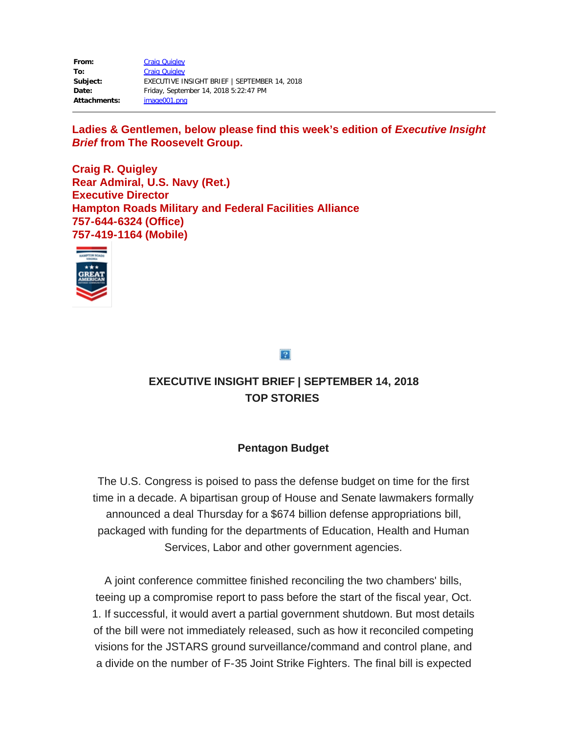| | |
|---|---|
| **From:** | Craig Quigley |
| **To:** | Craig Quigley |
| **Subject:** | EXECUTIVE INSIGHT BRIEF \| SEPTEMBER 14, 2018 |
| **Date:** | Friday, September 14, 2018 5:22:47 PM |
| **Attachments:** | image001.png |

---

**Ladies & Gentlemen, below please find this week's edition of *Executive Insight Brief* from The Roosevelt Group.**

**Craig R. Quigley**
**Rear Admiral, U.S. Navy (Ret.)**
**Executive Director**
**Hampton Roads Military and Federal Facilities Alliance**
**757-644-6324 (Office)**
**757-419-1164 (Mobile)**

## EXECUTIVE INSIGHT BRIEF | SEPTEMBER 14, 2018
## TOP STORIES

### Pentagon Budget

The U.S. Congress is poised to pass the defense budget on time for the first time in a decade. A bipartisan group of House and Senate lawmakers formally announced a deal Thursday for a $674 billion defense appropriations bill, packaged with funding for the departments of Education, Health and Human Services, Labor and other government agencies.

A joint conference committee finished reconciling the two chambers' bills, teeing up a compromise report to pass before the start of the fiscal year, Oct. 1. If successful, it would avert a partial government shutdown. But most details of the bill were not immediately released, such as how it reconciled competing visions for the JSTARS ground surveillance/command and control plane, and a divide on the number of F-35 Joint Strike Fighters. The final bill is expected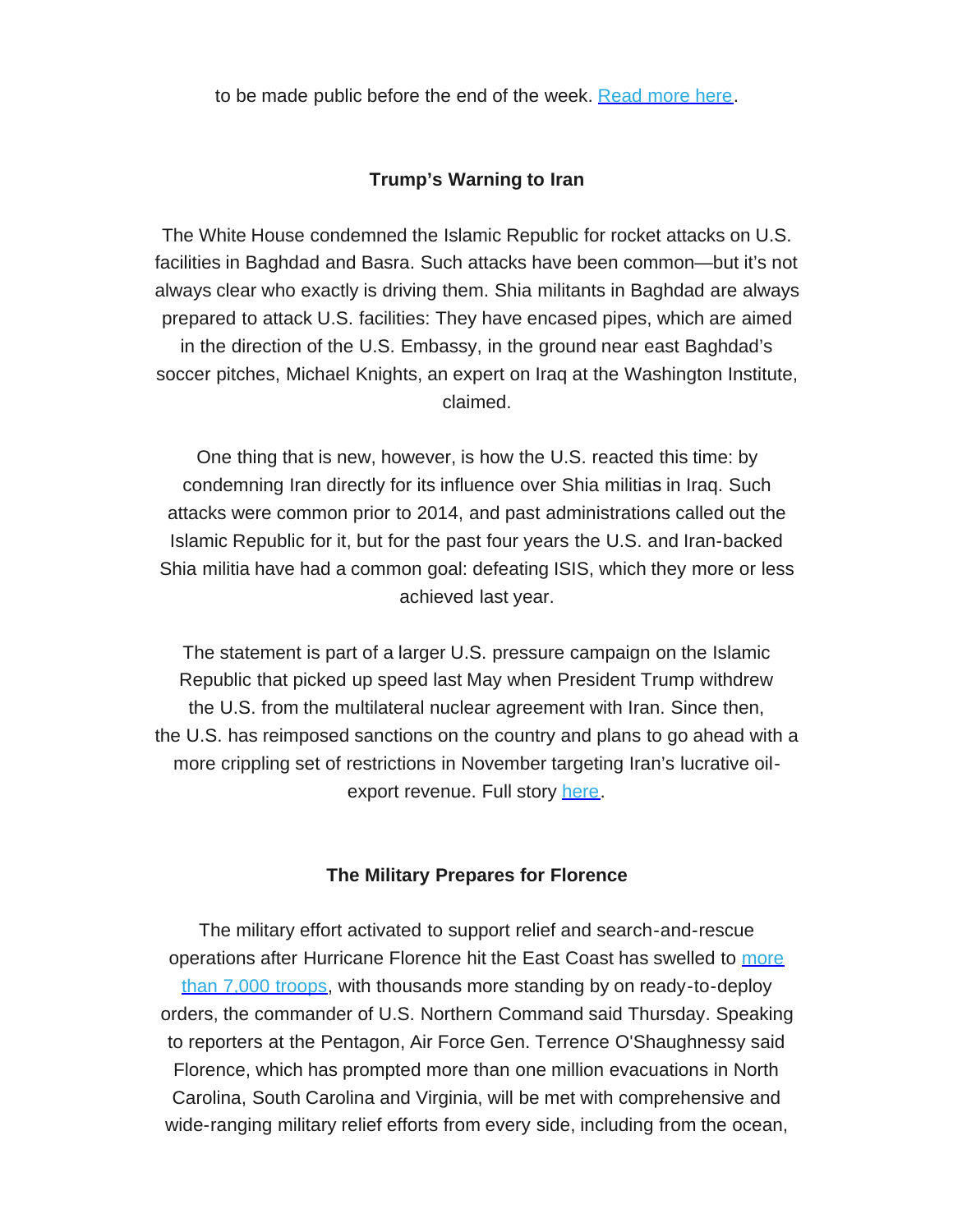to be made public before the end of the week. [Read more here](#).

**Trump's Warning to Iran**

The White House condemned the Islamic Republic for rocket attacks on U.S. facilities in Baghdad and Basra. Such attacks have been common—but it's not always clear who exactly is driving them. Shia militants in Baghdad are always prepared to attack U.S. facilities: They have encased pipes, which are aimed in the direction of the U.S. Embassy, in the ground near east Baghdad's soccer pitches, Michael Knights, an expert on Iraq at the Washington Institute, claimed.

One thing that is new, however, is how the U.S. reacted this time: by condemning Iran directly for its influence over Shia militias in Iraq. Such attacks were common prior to 2014, and past administrations called out the Islamic Republic for it, but for the past four years the U.S. and Iran-backed Shia militia have had a common goal: defeating ISIS, which they more or less achieved last year.

The statement is part of a larger U.S. pressure campaign on the Islamic Republic that picked up speed last May when President Trump withdrew the U.S. from the multilateral nuclear agreement with Iran. Since then, the U.S. has reimposed sanctions on the country and plans to go ahead with a more crippling set of restrictions in November targeting Iran's lucrative oil-export revenue. Full story [here](#).

**The Military Prepares for Florence**

The military effort activated to support relief and search-and-rescue operations after Hurricane Florence hit the East Coast has swelled to [more than 7,000 troops](#), with thousands more standing by on ready-to-deploy orders, the commander of U.S. Northern Command said Thursday. Speaking to reporters at the Pentagon, Air Force Gen. Terrence O'Shaughnessy said Florence, which has prompted more than one million evacuations in North Carolina, South Carolina and Virginia, will be met with comprehensive and wide-ranging military relief efforts from every side, including from the ocean,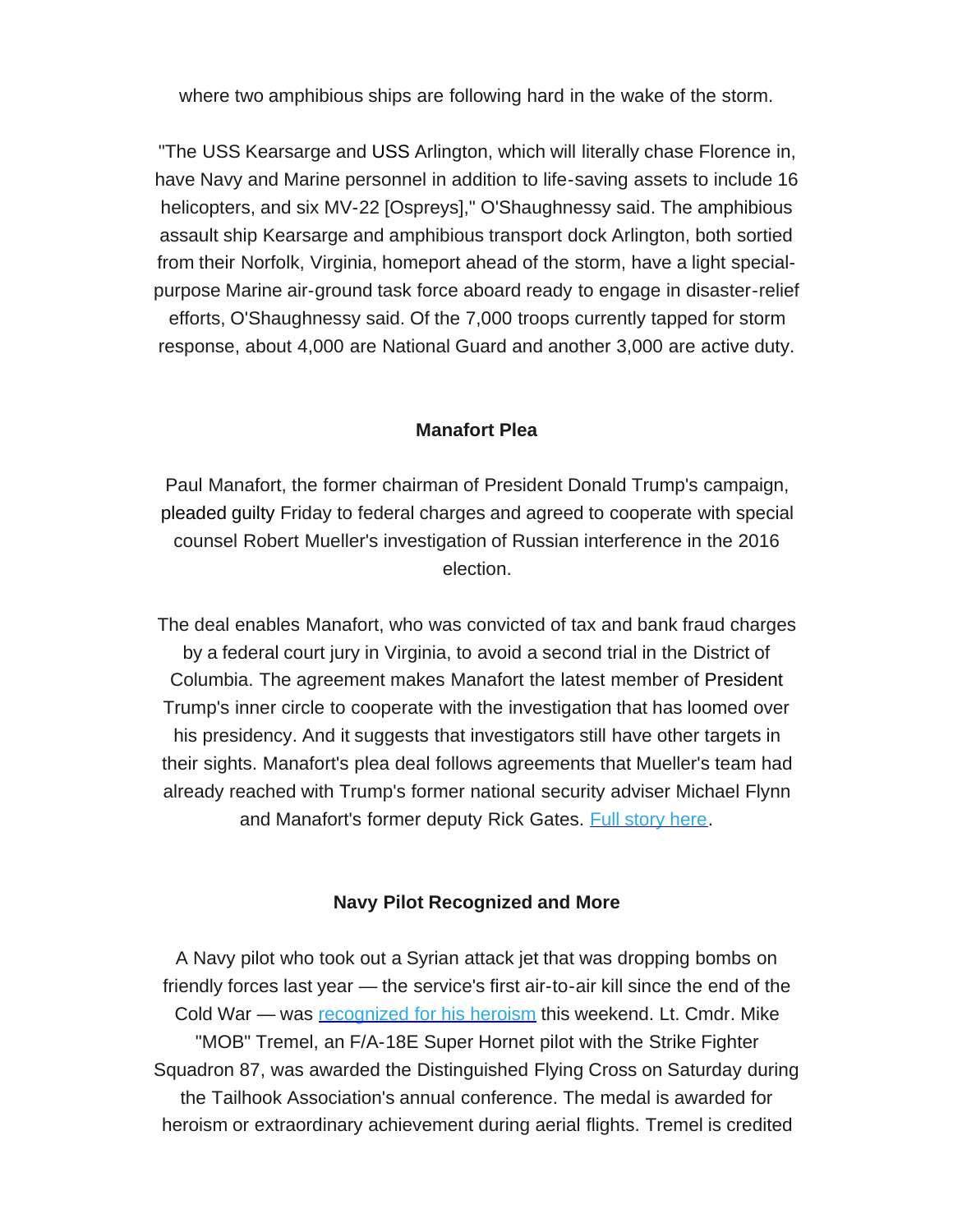where two amphibious ships are following hard in the wake of the storm.

"The USS Kearsarge and USS Arlington, which will literally chase Florence in, have Navy and Marine personnel in addition to life-saving assets to include 16 helicopters, and six MV-22 [Ospreys]," O'Shaughnessy said. The amphibious assault ship Kearsarge and amphibious transport dock Arlington, both sortied from their Norfolk, Virginia, homeport ahead of the storm, have a light special-purpose Marine air-ground task force aboard ready to engage in disaster-relief efforts, O'Shaughnessy said. Of the 7,000 troops currently tapped for storm response, about 4,000 are National Guard and another 3,000 are active duty.

**Manafort Plea**

Paul Manafort, the former chairman of President Donald Trump's campaign, pleaded guilty Friday to federal charges and agreed to cooperate with special counsel Robert Mueller's investigation of Russian interference in the 2016 election.

The deal enables Manafort, who was convicted of tax and bank fraud charges by a federal court jury in Virginia, to avoid a second trial in the District of Columbia. The agreement makes Manafort the latest member of President Trump's inner circle to cooperate with the investigation that has loomed over his presidency. And it suggests that investigators still have other targets in their sights. Manafort's plea deal follows agreements that Mueller's team had already reached with Trump's former national security adviser Michael Flynn and Manafort's former deputy Rick Gates. [Full story here].

**Navy Pilot Recognized and More**

A Navy pilot who took out a Syrian attack jet that was dropping bombs on friendly forces last year — the service's first air-to-air kill since the end of the Cold War — was [recognized for his heroism] this weekend. Lt. Cmdr. Mike "MOB" Tremel, an F/A-18E Super Hornet pilot with the Strike Fighter Squadron 87, was awarded the Distinguished Flying Cross on Saturday during the Tailhook Association's annual conference. The medal is awarded for heroism or extraordinary achievement during aerial flights. Tremel is credited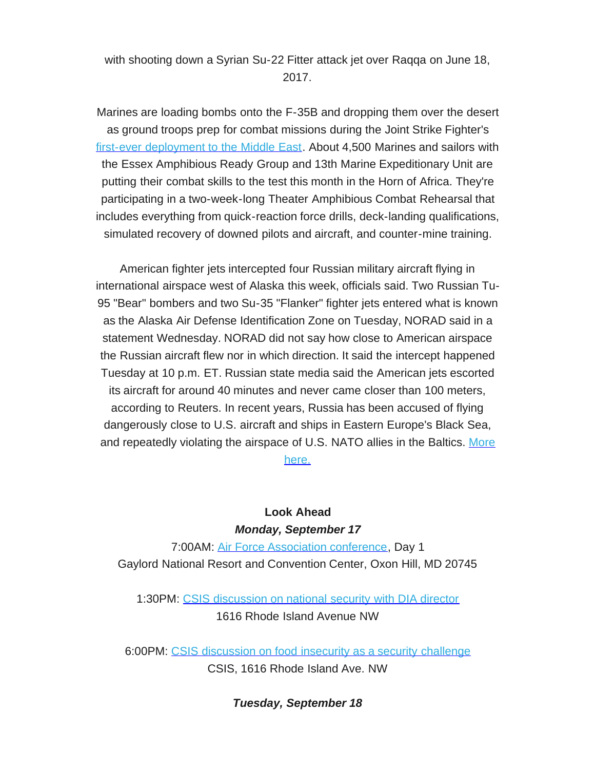with shooting down a Syrian Su-22 Fitter attack jet over Raqqa on June 18, 2017.

Marines are loading bombs onto the F-35B and dropping them over the desert as ground troops prep for combat missions during the Joint Strike Fighter's first-ever deployment to the Middle East. About 4,500 Marines and sailors with the Essex Amphibious Ready Group and 13th Marine Expeditionary Unit are putting their combat skills to the test this month in the Horn of Africa. They're participating in a two-week-long Theater Amphibious Combat Rehearsal that includes everything from quick-reaction force drills, deck-landing qualifications, simulated recovery of downed pilots and aircraft, and counter-mine training.

American fighter jets intercepted four Russian military aircraft flying in international airspace west of Alaska this week, officials said. Two Russian Tu-95 "Bear" bombers and two Su-35 "Flanker" fighter jets entered what is known as the Alaska Air Defense Identification Zone on Tuesday, NORAD said in a statement Wednesday. NORAD did not say how close to American airspace the Russian aircraft flew nor in which direction. It said the intercept happened Tuesday at 10 p.m. ET. Russian state media said the American jets escorted its aircraft for around 40 minutes and never came closer than 100 meters, according to Reuters. In recent years, Russia has been accused of flying dangerously close to U.S. aircraft and ships in Eastern Europe's Black Sea, and repeatedly violating the airspace of U.S. NATO allies in the Baltics. More here.

**Look Ahead**

***Monday, September 17***

7:00AM: Air Force Association conference, Day 1
Gaylord National Resort and Convention Center, Oxon Hill, MD 20745

1:30PM: CSIS discussion on national security with DIA director
1616 Rhode Island Avenue NW

6:00PM: CSIS discussion on food insecurity as a security challenge
CSIS, 1616 Rhode Island Ave. NW

***Tuesday, September 18***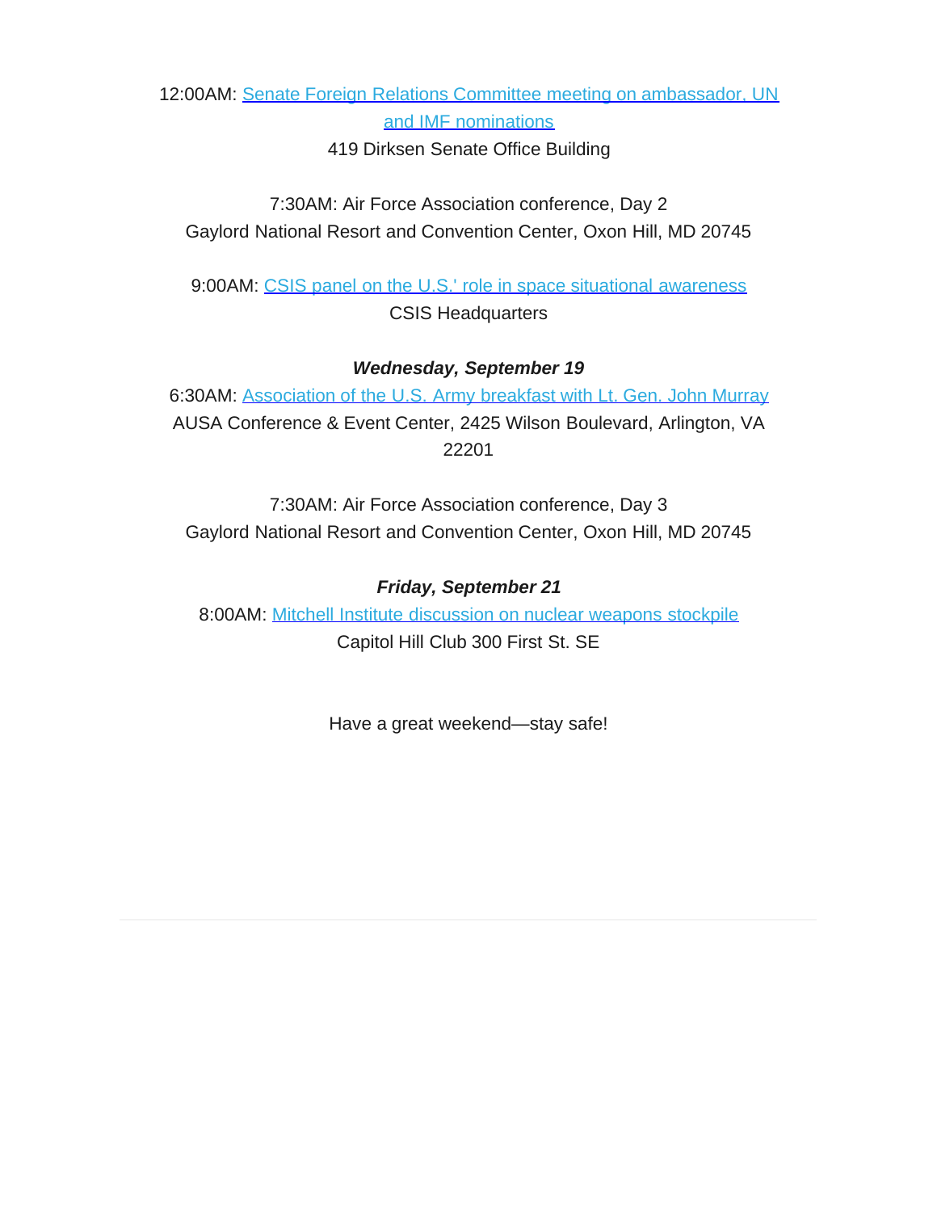12:00AM: Senate Foreign Relations Committee meeting on ambassador, UN and IMF nominations
419 Dirksen Senate Office Building

7:30AM: Air Force Association conference, Day 2
Gaylord National Resort and Convention Center, Oxon Hill, MD 20745

9:00AM: CSIS panel on the U.S.' role in space situational awareness
CSIS Headquarters

***Wednesday, September 19***

6:30AM: Association of the U.S. Army breakfast with Lt. Gen. John Murray
AUSA Conference & Event Center, 2425 Wilson Boulevard, Arlington, VA 22201

7:30AM: Air Force Association conference, Day 3
Gaylord National Resort and Convention Center, Oxon Hill, MD 20745

***Friday, September 21***

8:00AM: Mitchell Institute discussion on nuclear weapons stockpile
Capitol Hill Club 300 First St. SE

Have a great weekend—stay safe!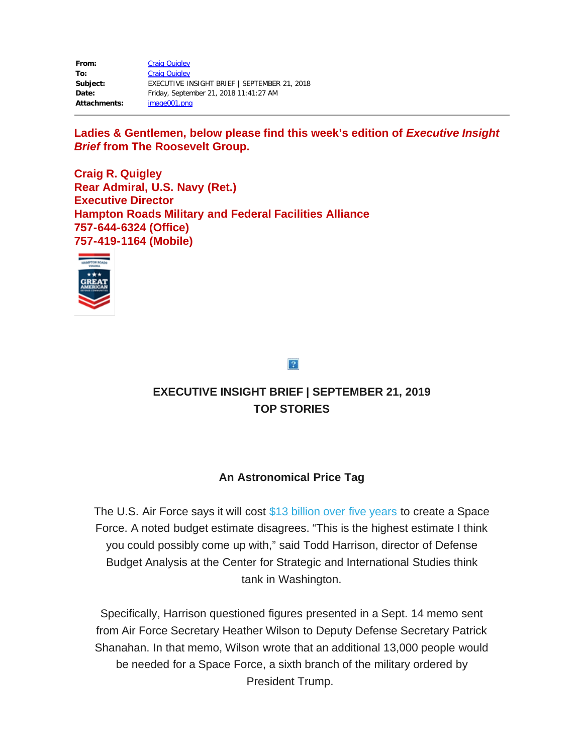| | |
|---|---|
| **From:** | Craig Quigley |
| **To:** | Craig Quigley |
| **Subject:** | EXECUTIVE INSIGHT BRIEF \| SEPTEMBER 21, 2018 |
| **Date:** | Friday, September 21, 2018 11:41:27 AM |
| **Attachments:** | image001.png |

**Ladies & Gentlemen, below please find this week's edition of *Executive Insight Brief* from The Roosevelt Group.**

**Craig R. Quigley**
**Rear Admiral, U.S. Navy (Ret.)**
**Executive Director**
**Hampton Roads Military and Federal Facilities Alliance**
**757-644-6324 (Office)**
**757-419-1164 (Mobile)**

**EXECUTIVE INSIGHT BRIEF | SEPTEMBER 21, 2019**
**TOP STORIES**

**An Astronomical Price Tag**

The U.S. Air Force says it will cost $13 billion over five years to create a Space Force. A noted budget estimate disagrees. "This is the highest estimate I think you could possibly come up with," said Todd Harrison, director of Defense Budget Analysis at the Center for Strategic and International Studies think tank in Washington.

Specifically, Harrison questioned figures presented in a Sept. 14 memo sent from Air Force Secretary Heather Wilson to Deputy Defense Secretary Patrick Shanahan. In that memo, Wilson wrote that an additional 13,000 people would be needed for a Space Force, a sixth branch of the military ordered by President Trump.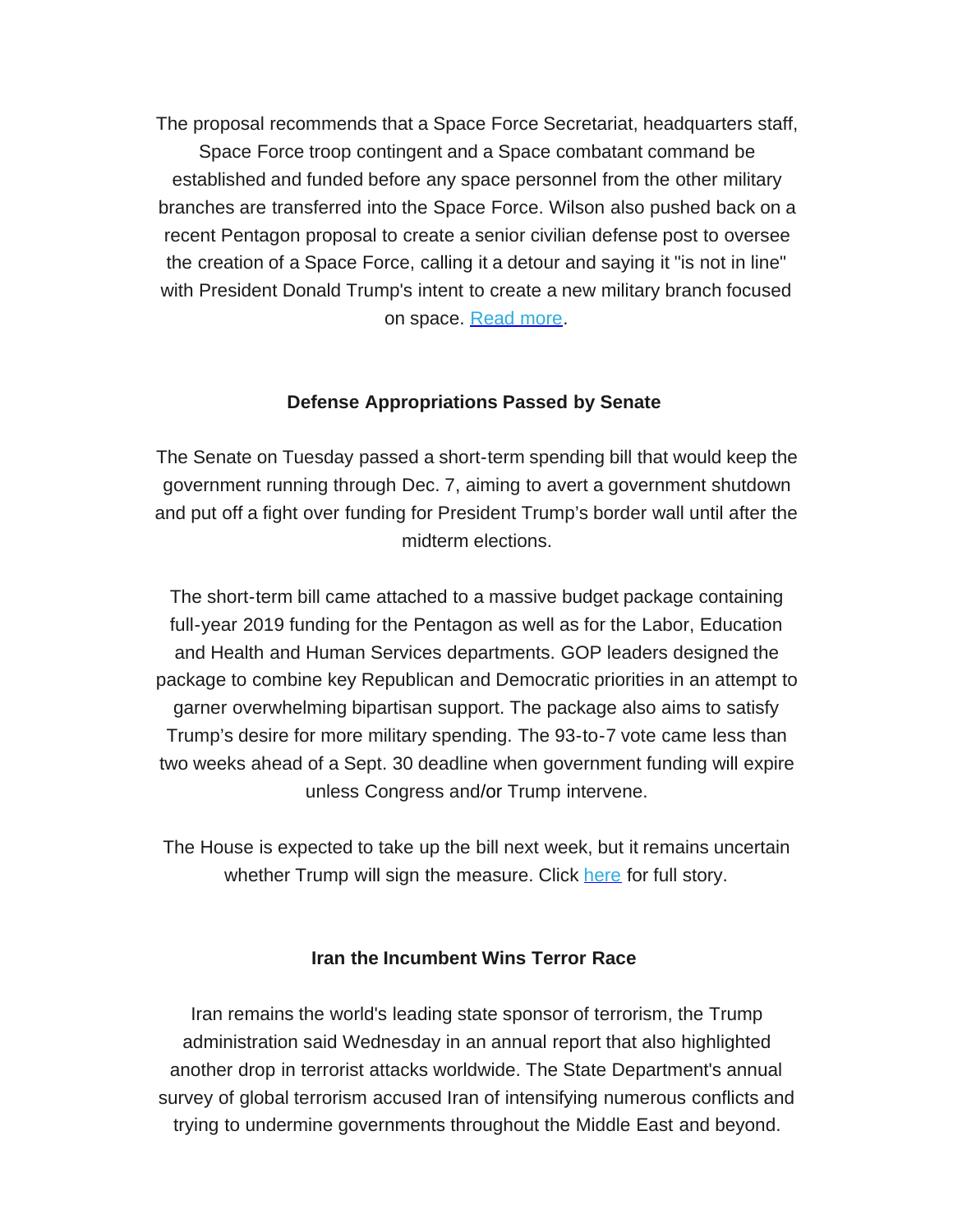The proposal recommends that a Space Force Secretariat, headquarters staff, Space Force troop contingent and a Space combatant command be established and funded before any space personnel from the other military branches are transferred into the Space Force. Wilson also pushed back on a recent Pentagon proposal to create a senior civilian defense post to oversee the creation of a Space Force, calling it a detour and saying it "is not in line" with President Donald Trump's intent to create a new military branch focused on space. Read more.

**Defense Appropriations Passed by Senate**

The Senate on Tuesday passed a short-term spending bill that would keep the government running through Dec. 7, aiming to avert a government shutdown and put off a fight over funding for President Trump's border wall until after the midterm elections.

The short-term bill came attached to a massive budget package containing full-year 2019 funding for the Pentagon as well as for the Labor, Education and Health and Human Services departments. GOP leaders designed the package to combine key Republican and Democratic priorities in an attempt to garner overwhelming bipartisan support. The package also aims to satisfy Trump's desire for more military spending. The 93-to-7 vote came less than two weeks ahead of a Sept. 30 deadline when government funding will expire unless Congress and/or Trump intervene.

The House is expected to take up the bill next week, but it remains uncertain whether Trump will sign the measure. Click here for full story.

**Iran the Incumbent Wins Terror Race**

Iran remains the world's leading state sponsor of terrorism, the Trump administration said Wednesday in an annual report that also highlighted another drop in terrorist attacks worldwide. The State Department's annual survey of global terrorism accused Iran of intensifying numerous conflicts and trying to undermine governments throughout the Middle East and beyond.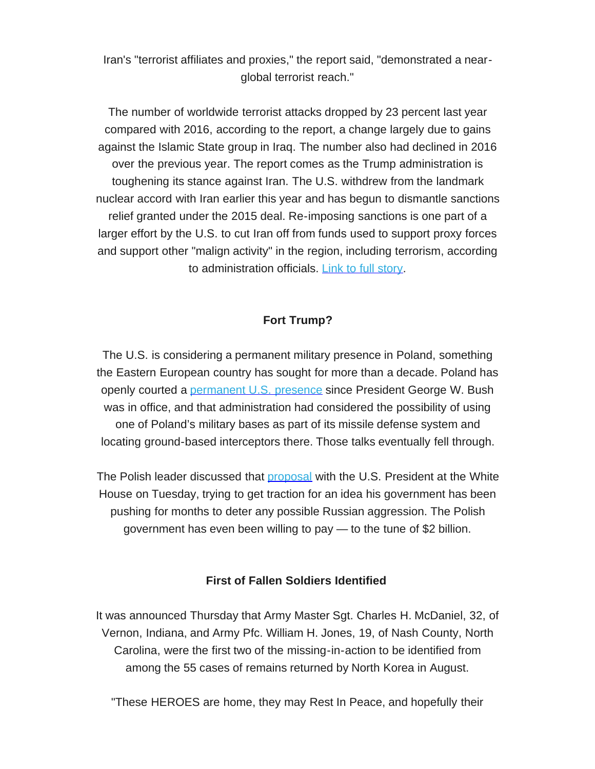Iran's "terrorist affiliates and proxies," the report said, "demonstrated a near-global terrorist reach."

The number of worldwide terrorist attacks dropped by 23 percent last year compared with 2016, according to the report, a change largely due to gains against the Islamic State group in Iraq. The number also had declined in 2016 over the previous year. The report comes as the Trump administration is toughening its stance against Iran. The U.S. withdrew from the landmark nuclear accord with Iran earlier this year and has begun to dismantle sanctions relief granted under the 2015 deal. Re-imposing sanctions is one part of a larger effort by the U.S. to cut Iran off from funds used to support proxy forces and support other "malign activity" in the region, including terrorism, according to administration officials. Link to full story.

**Fort Trump?**

The U.S. is considering a permanent military presence in Poland, something the Eastern European country has sought for more than a decade. Poland has openly courted a permanent U.S. presence since President George W. Bush was in office, and that administration had considered the possibility of using one of Poland's military bases as part of its missile defense system and locating ground-based interceptors there. Those talks eventually fell through.

The Polish leader discussed that proposal with the U.S. President at the White House on Tuesday, trying to get traction for an idea his government has been pushing for months to deter any possible Russian aggression. The Polish government has even been willing to pay — to the tune of $2 billion.

**First of Fallen Soldiers Identified**

It was announced Thursday that Army Master Sgt. Charles H. McDaniel, 32, of Vernon, Indiana, and Army Pfc. William H. Jones, 19, of Nash County, North Carolina, were the first two of the missing-in-action to be identified from among the 55 cases of remains returned by North Korea in August.

"These HEROES are home, they may Rest In Peace, and hopefully their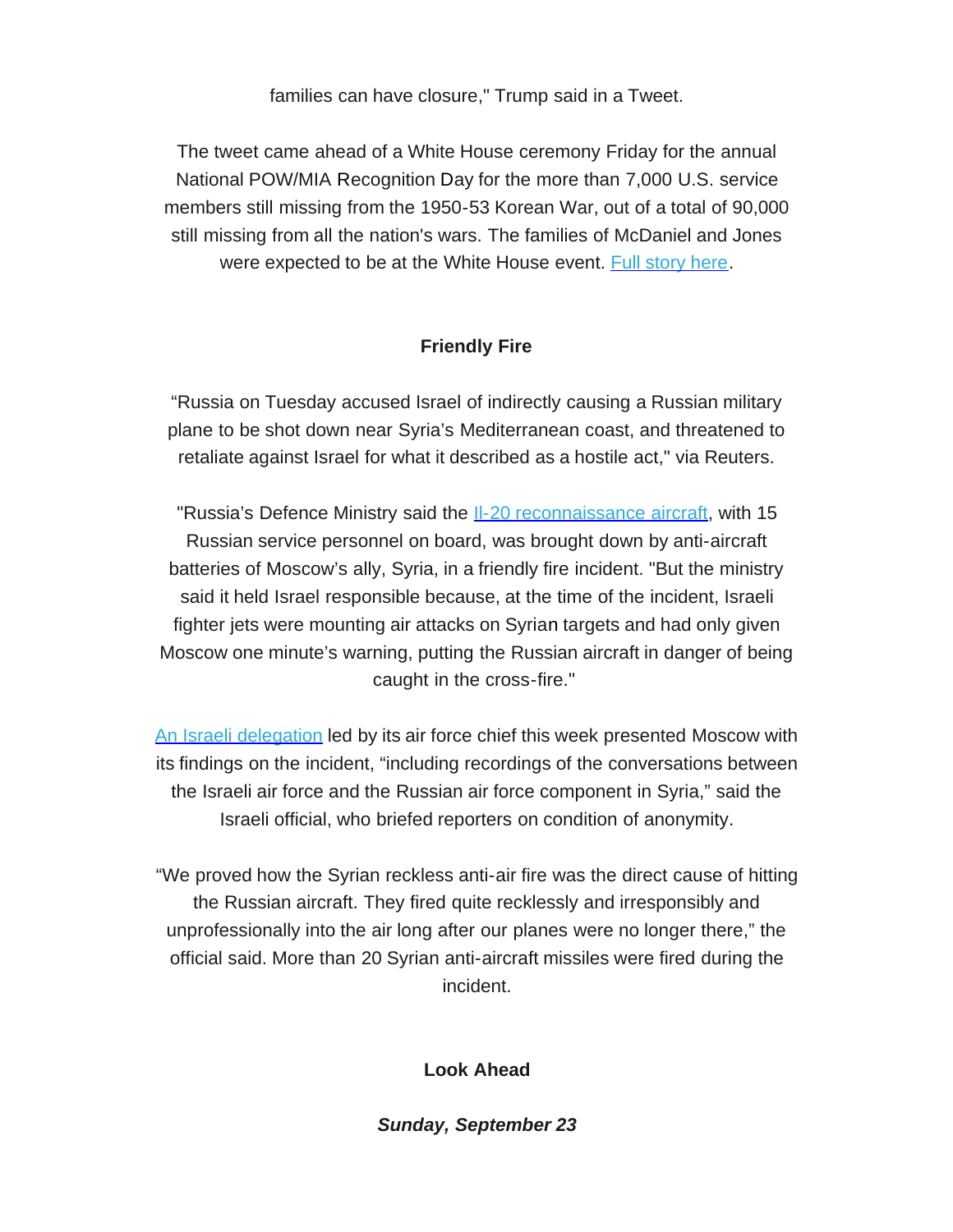families can have closure," Trump said in a Tweet.

The tweet came ahead of a White House ceremony Friday for the annual National POW/MIA Recognition Day for the more than 7,000 U.S. service members still missing from the 1950-53 Korean War, out of a total of 90,000 still missing from all the nation's wars. The families of McDaniel and Jones were expected to be at the White House event. [Full story here](#).

**Friendly Fire**

“Russia on Tuesday accused Israel of indirectly causing a Russian military plane to be shot down near Syria’s Mediterranean coast, and threatened to retaliate against Israel for what it described as a hostile act," via Reuters.

"Russia’s Defence Ministry said the [Il-20 reconnaissance aircraft](#), with 15 Russian service personnel on board, was brought down by anti-aircraft batteries of Moscow’s ally, Syria, in a friendly fire incident. "But the ministry said it held Israel responsible because, at the time of the incident, Israeli fighter jets were mounting air attacks on Syrian targets and had only given Moscow one minute’s warning, putting the Russian aircraft in danger of being caught in the cross-fire."

[An Israeli delegation](#) led by its air force chief this week presented Moscow with its findings on the incident, “including recordings of the conversations between the Israeli air force and the Russian air force component in Syria,” said the Israeli official, who briefed reporters on condition of anonymity.

“We proved how the Syrian reckless anti-air fire was the direct cause of hitting the Russian aircraft. They fired quite recklessly and irresponsibly and unprofessionally into the air long after our planes were no longer there,” the official said. More than 20 Syrian anti-aircraft missiles were fired during the incident.

**Look Ahead**

***Sunday, September 23***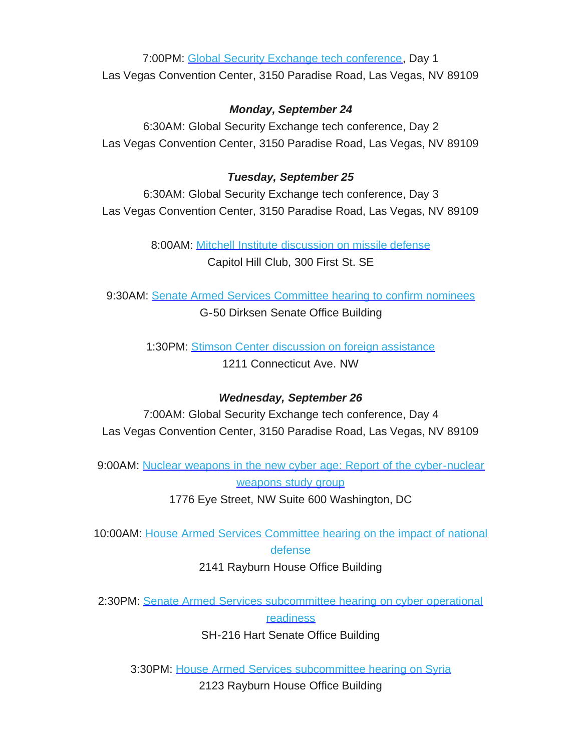7:00PM: Global Security Exchange tech conference, Day 1
Las Vegas Convention Center, 3150 Paradise Road, Las Vegas, NV 89109

***Monday, September 24***

6:30AM: Global Security Exchange tech conference, Day 2
Las Vegas Convention Center, 3150 Paradise Road, Las Vegas, NV 89109

***Tuesday, September 25***

6:30AM: Global Security Exchange tech conference, Day 3
Las Vegas Convention Center, 3150 Paradise Road, Las Vegas, NV 89109

8:00AM: Mitchell Institute discussion on missile defense
Capitol Hill Club, 300 First St. SE

9:30AM: Senate Armed Services Committee hearing to confirm nominees
G-50 Dirksen Senate Office Building

1:30PM: Stimson Center discussion on foreign assistance
1211 Connecticut Ave. NW

***Wednesday, September 26***

7:00AM: Global Security Exchange tech conference, Day 4
Las Vegas Convention Center, 3150 Paradise Road, Las Vegas, NV 89109

9:00AM: Nuclear weapons in the new cyber age: Report of the cyber-nuclear weapons study group
1776 Eye Street, NW Suite 600 Washington, DC

10:00AM: House Armed Services Committee hearing on the impact of national defense
2141 Rayburn House Office Building

2:30PM: Senate Armed Services subcommittee hearing on cyber operational readiness
SH-216 Hart Senate Office Building

3:30PM: House Armed Services subcommittee hearing on Syria
2123 Rayburn House Office Building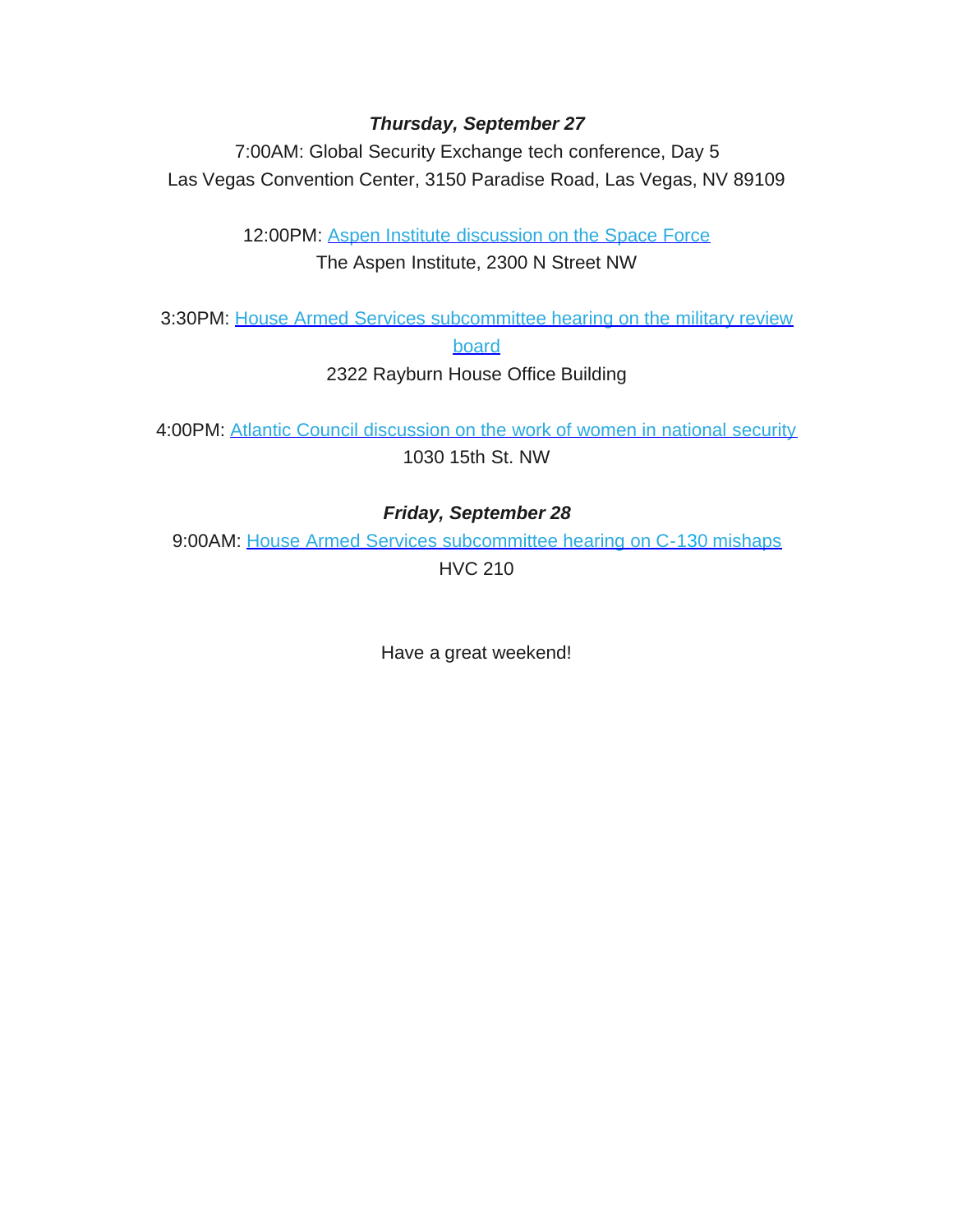***Thursday, September 27***

7:00AM: Global Security Exchange tech conference, Day 5
Las Vegas Convention Center, 3150 Paradise Road, Las Vegas, NV 89109

12:00PM: Aspen Institute discussion on the Space Force
The Aspen Institute, 2300 N Street NW

3:30PM: House Armed Services subcommittee hearing on the military review board
2322 Rayburn House Office Building

4:00PM: Atlantic Council discussion on the work of women in national security
1030 15th St. NW

***Friday, September 28***

9:00AM: House Armed Services subcommittee hearing on C-130 mishaps
HVC 210

Have a great weekend!